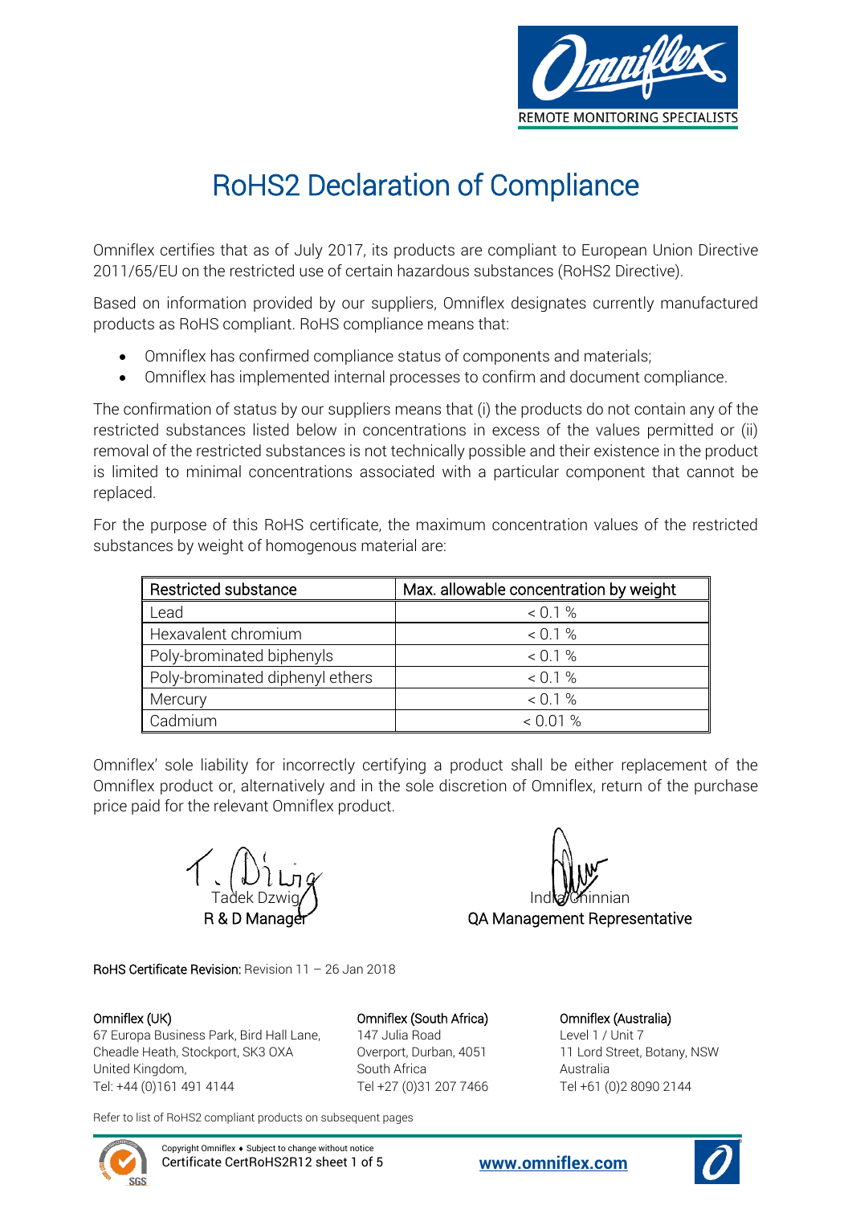REMOTE MONITORING SPECIALISTS

# RoHS2 Declaration of Compliance

Omniflex certifies that as of July 2017, its products are compliant to European Union Directive 2011/65/EU on the restricted use of certain hazardous substances (RoHS2 Directive).

Based on information provided by our suppliers, Omniflex designates currently manufactured products as RoHS compliant. RoHS compliance means that:

- Omniflex has confirmed compliance status of components and materials;
- Omniflex has implemented internal processes to confirm and document compliance.

The confirmation of status by our suppliers means that (i) the products do not contain any of the restricted substances listed below in concentrations in excess of the values permitted or (ii) removal of the restricted substances is not technically possible and their existence in the product is limited to minimal concentrations associated with a particular component that cannot be replaced.

For the purpose of this RoHS certificate, the maximum concentration values of the restricted substances by weight of homogenous material are:

| Restricted substance | Max. allowable concentration by weight |
|---|---|
| Lead | < 0.1 % |
| Hexavalent chromium | < 0.1 % |
| Poly-brominated biphenyls | < 0.1 % |
| Poly-brominated diphenyl ethers | < 0.1 % |
| Mercury | < 0.1 % |
| Cadmium | < 0.01 % |

Omniflex' sole liability for incorrectly certifying a product shall be either replacement of the Omniflex product or, alternatively and in the sole discretion of Omniflex, return of the purchase price paid for the relevant Omniflex product.

Tadek Dzwig
**R & D Manager**

Indra Chinnian
**QA Management Representative**

**RoHS Certificate Revision:** Revision 11 – 26 Jan 2018

**Omniflex (UK)**
67 Europa Business Park, Bird Hall Lane,
Cheadle Heath, Stockport, SK3 OXA
United Kingdom,
Tel: +44 (0)161 491 4144

**Omniflex (South Africa)**
147 Julia Road
Overport, Durban, 4051
South Africa
Tel +27 (0)31 207 7466

**Omniflex (Australia)**
Level 1 / Unit 7
11 Lord Street, Botany, NSW
Australia
Tel +61 (0)2 8090 2144

Refer to list of RoHS2 compliant products on subsequent pages

Copyright Omniflex ♦ Subject to change without notice
Certificate CertRoHS2R12 sheet 1 of 5

www.omniflex.com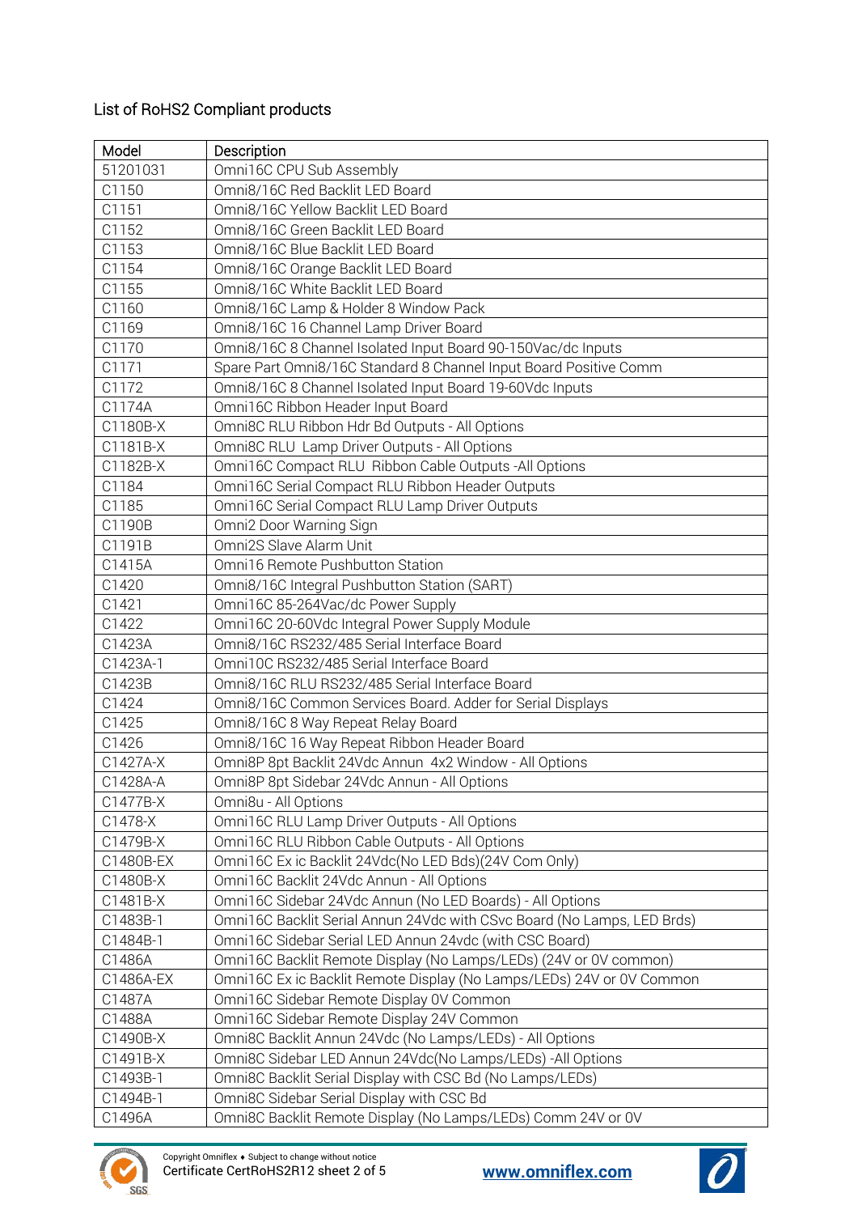List of RoHS2 Compliant products

| Model | Description |
|---|---|
| 51201031 | Omni16C CPU Sub Assembly |
| C1150 | Omni8/16C Red Backlit LED Board |
| C1151 | Omni8/16C Yellow Backlit LED Board |
| C1152 | Omni8/16C Green Backlit LED Board |
| C1153 | Omni8/16C Blue Backlit LED Board |
| C1154 | Omni8/16C Orange Backlit LED Board |
| C1155 | Omni8/16C White Backlit LED Board |
| C1160 | Omni8/16C Lamp & Holder 8 Window Pack |
| C1169 | Omni8/16C 16 Channel Lamp Driver Board |
| C1170 | Omni8/16C 8 Channel Isolated Input Board 90-150Vac/dc Inputs |
| C1171 | Spare Part Omni8/16C Standard 8 Channel Input Board Positive Comm |
| C1172 | Omni8/16C 8 Channel Isolated Input Board 19-60Vdc Inputs |
| C1174A | Omni16C Ribbon Header Input Board |
| C1180B-X | Omni8C RLU Ribbon Hdr Bd Outputs - All Options |
| C1181B-X | Omni8C RLU Lamp Driver Outputs - All Options |
| C1182B-X | Omni16C Compact RLU Ribbon Cable Outputs -All Options |
| C1184 | Omni16C Serial Compact RLU Ribbon Header Outputs |
| C1185 | Omni16C Serial Compact RLU Lamp Driver Outputs |
| C1190B | Omni2 Door Warning Sign |
| C1191B | Omni2S Slave Alarm Unit |
| C1415A | Omni16 Remote Pushbutton Station |
| C1420 | Omni8/16C Integral Pushbutton Station (SART) |
| C1421 | Omni16C 85-264Vac/dc Power Supply |
| C1422 | Omni16C 20-60Vdc Integral Power Supply Module |
| C1423A | Omni8/16C RS232/485 Serial Interface Board |
| C1423A-1 | Omni10C RS232/485 Serial Interface Board |
| C1423B | Omni8/16C RLU RS232/485 Serial Interface Board |
| C1424 | Omni8/16C Common Services Board. Adder for Serial Displays |
| C1425 | Omni8/16C 8 Way Repeat Relay Board |
| C1426 | Omni8/16C 16 Way Repeat Ribbon Header Board |
| C1427A-X | Omni8P 8pt Backlit 24Vdc Annun 4x2 Window - All Options |
| C1428A-A | Omni8P 8pt Sidebar 24Vdc Annun - All Options |
| C1477B-X | Omni8u - All Options |
| C1478-X | Omni16C RLU Lamp Driver Outputs - All Options |
| C1479B-X | Omni16C RLU Ribbon Cable Outputs - All Options |
| C1480B-EX | Omni16C Ex ic Backlit 24Vdc(No LED Bds)(24V Com Only) |
| C1480B-X | Omni16C Backlit 24Vdc Annun - All Options |
| C1481B-X | Omni16C Sidebar 24Vdc Annun (No LED Boards) - All Options |
| C1483B-1 | Omni16C Backlit Serial Annun 24Vdc with CSvc Board (No Lamps, LED Brds) |
| C1484B-1 | Omni16C Sidebar Serial LED Annun 24vdc (with CSC Board) |
| C1486A | Omni16C Backlit Remote Display (No Lamps/LEDs) (24V or 0V common) |
| C1486A-EX | Omni16C Ex ic Backlit Remote Display (No Lamps/LEDs) 24V or 0V Common |
| C1487A | Omni16C Sidebar Remote Display 0V Common |
| C1488A | Omni16C Sidebar Remote Display 24V Common |
| C1490B-X | Omni8C Backlit Annun 24Vdc (No Lamps/LEDs) - All Options |
| C1491B-X | Omni8C Sidebar LED Annun 24Vdc(No Lamps/LEDs) -All Options |
| C1493B-1 | Omni8C Backlit Serial Display with CSC Bd (No Lamps/LEDs) |
| C1494B-1 | Omni8C Sidebar Serial Display with CSC Bd |
| C1496A | Omni8C Backlit Remote Display (No Lamps/LEDs) Comm 24V or 0V |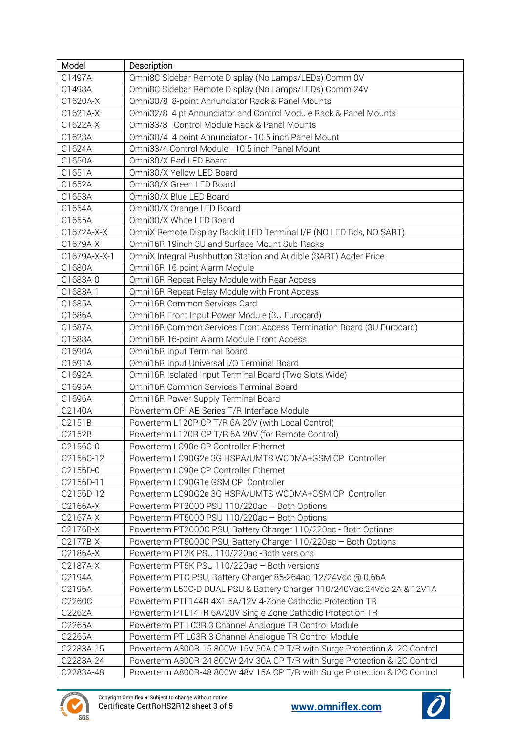| Model | Description |
|---|---|
| C1497A | Omni8C Sidebar Remote Display (No Lamps/LEDs) Comm 0V |
| C1498A | Omni8C Sidebar Remote Display (No Lamps/LEDs) Comm 24V |
| C1620A-X | Omni30/8 8-point Annunciator Rack & Panel Mounts |
| C1621A-X | Omni32/8 4 pt Annunciator and Control Module Rack & Panel Mounts |
| C1622A-X | Omni33/8 Control Module Rack & Panel Mounts |
| C1623A | Omni30/4 4 point Annunciator - 10.5 inch Panel Mount |
| C1624A | Omni33/4 Control Module - 10.5 inch Panel Mount |
| C1650A | Omni30/X Red LED Board |
| C1651A | Omni30/X Yellow LED Board |
| C1652A | Omni30/X Green LED Board |
| C1653A | Omni30/X Blue LED Board |
| C1654A | Omni30/X Orange LED Board |
| C1655A | Omni30/X White LED Board |
| C1672A-X-X | OmniX Remote Display Backlit LED Terminal I/P (NO LED Bds, NO SART) |
| C1679A-X | Omni16R 19inch 3U and Surface Mount Sub-Racks |
| C1679A-X-X-1 | OmniX Integral Pushbutton Station and Audible (SART) Adder Price |
| C1680A | Omni16R 16-point Alarm Module |
| C1683A-0 | Omni16R Repeat Relay Module with Rear Access |
| C1683A-1 | Omni16R Repeat Relay Module with Front Access |
| C1685A | Omni16R Common Services Card |
| C1686A | Omni16R Front Input Power Module (3U Eurocard) |
| C1687A | Omni16R Common Services Front Access Termination Board (3U Eurocard) |
| C1688A | Omni16R 16-point Alarm Module Front Access |
| C1690A | Omni16R Input Terminal Board |
| C1691A | Omni16R Input Universal I/O Terminal Board |
| C1692A | Omni16R Isolated Input Terminal Board (Two Slots Wide) |
| C1695A | Omni16R Common Services Terminal Board |
| C1696A | Omni16R Power Supply Terminal Board |
| C2140A | Powerterm CPI AE-Series T/R Interface Module |
| C2151B | Powerterm L120P CP T/R 6A 20V (with Local Control) |
| C2152B | Powerterm L120R CP T/R 6A 20V (for Remote Control) |
| C2156C-0 | Powerterm LC90e CP Controller Ethernet |
| C2156C-12 | Powerterm LC90G2e 3G HSPA/UMTS WCDMA+GSM CP Controller |
| C2156D-0 | Powerterm LC90e CP Controller Ethernet |
| C2156D-11 | Powerterm LC90G1e GSM CP Controller |
| C2156D-12 | Powerterm LC90G2e 3G HSPA/UMTS WCDMA+GSM CP Controller |
| C2166A-X | Powerterm PT2000 PSU 110/220ac – Both Options |
| C2167A-X | Powerterm PT5000 PSU 110/220ac – Both Options |
| C2176B-X | Powerterm PT2000C PSU, Battery Charger 110/220ac - Both Options |
| C2177B-X | Powerterm PT5000C PSU, Battery Charger 110/220ac – Both Options |
| C2186A-X | Powerterm PT2K PSU 110/220ac -Both versions |
| C2187A-X | Powerterm PT5K PSU 110/220ac – Both versions |
| C2194A | Powerterm PTC PSU, Battery Charger 85-264ac; 12/24Vdc @ 0.66A |
| C2196A | Powerterm L50C-D DUAL PSU & Battery Charger 110/240Vac;24Vdc 2A & 12V1A |
| C2260C | Powerterm PTL144R 4X1.5A/12V 4-Zone Cathodic Protection TR |
| C2262A | Powerterm PTL141R 6A/20V Single Zone Cathodic Protection TR |
| C2265A | Powerterm PT L03R 3 Channel Analogue TR Control Module |
| C2265A | Powerterm PT L03R 3 Channel Analogue TR Control Module |
| C2283A-15 | Powerterm A800R-15 800W 15V 50A CP T/R with Surge Protection & I2C Control |
| C2283A-24 | Powerterm A800R-24 800W 24V 30A CP T/R with Surge Protection & I2C Control |
| C2283A-48 | Powerterm A800R-48 800W 48V 15A CP T/R with Surge Protection & I2C Control |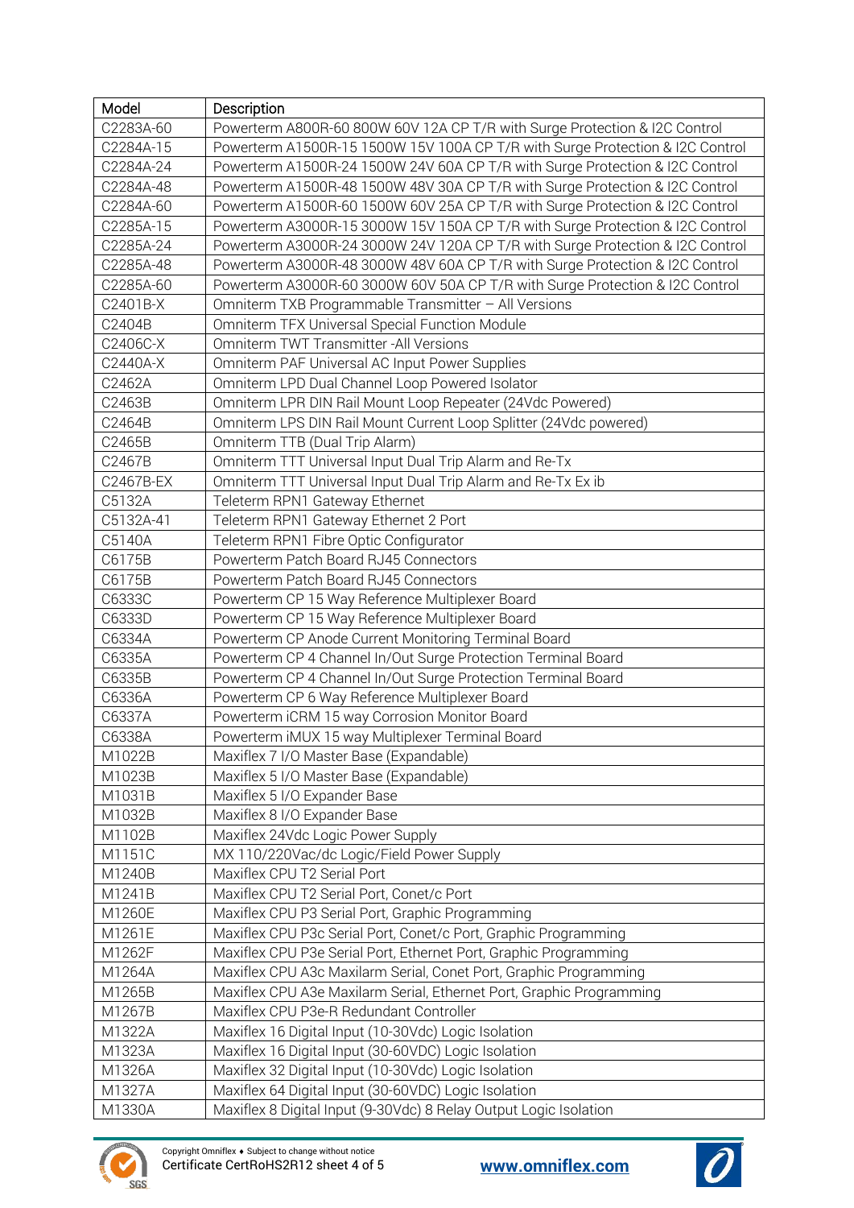| Model | Description |
|---|---|
| C2283A-60 | Powerterm A800R-60 800W 60V 12A CP T/R with Surge Protection & I2C Control |
| C2284A-15 | Powerterm A1500R-15 1500W 15V 100A CP T/R with Surge Protection & I2C Control |
| C2284A-24 | Powerterm A1500R-24 1500W 24V 60A CP T/R with Surge Protection & I2C Control |
| C2284A-48 | Powerterm A1500R-48 1500W 48V 30A CP T/R with Surge Protection & I2C Control |
| C2284A-60 | Powerterm A1500R-60 1500W 60V 25A CP T/R with Surge Protection & I2C Control |
| C2285A-15 | Powerterm A3000R-15 3000W 15V 150A CP T/R with Surge Protection & I2C Control |
| C2285A-24 | Powerterm A3000R-24 3000W 24V 120A CP T/R with Surge Protection & I2C Control |
| C2285A-48 | Powerterm A3000R-48 3000W 48V 60A CP T/R with Surge Protection & I2C Control |
| C2285A-60 | Powerterm A3000R-60 3000W 60V 50A CP T/R with Surge Protection & I2C Control |
| C2401B-X | Omniterm TXB Programmable Transmitter – All Versions |
| C2404B | Omniterm TFX Universal Special Function Module |
| C2406C-X | Omniterm TWT Transmitter -All Versions |
| C2440A-X | Omniterm PAF Universal AC Input Power Supplies |
| C2462A | Omniterm LPD Dual Channel Loop Powered Isolator |
| C2463B | Omniterm LPR DIN Rail Mount Loop Repeater (24Vdc Powered) |
| C2464B | Omniterm LPS DIN Rail Mount Current Loop Splitter (24Vdc powered) |
| C2465B | Omniterm TTB (Dual Trip Alarm) |
| C2467B | Omniterm TTT Universal Input Dual Trip Alarm and Re-Tx |
| C2467B-EX | Omniterm TTT Universal Input Dual Trip Alarm and Re-Tx Ex ib |
| C5132A | Teleterm RPN1 Gateway Ethernet |
| C5132A-41 | Teleterm RPN1 Gateway Ethernet 2 Port |
| C5140A | Teleterm RPN1 Fibre Optic Configurator |
| C6175B | Powerterm Patch Board RJ45 Connectors |
| C6175B | Powerterm Patch Board RJ45 Connectors |
| C6333C | Powerterm CP 15 Way Reference Multiplexer Board |
| C6333D | Powerterm CP 15 Way Reference Multiplexer Board |
| C6334A | Powerterm CP Anode Current Monitoring Terminal Board |
| C6335A | Powerterm CP 4 Channel In/Out Surge Protection Terminal Board |
| C6335B | Powerterm CP 4 Channel In/Out Surge Protection Terminal Board |
| C6336A | Powerterm CP 6 Way Reference Multiplexer Board |
| C6337A | Powerterm iCRM 15 way Corrosion Monitor Board |
| C6338A | Powerterm iMUX 15 way Multiplexer Terminal Board |
| M1022B | Maxiflex 7 I/O Master Base (Expandable) |
| M1023B | Maxiflex 5 I/O Master Base (Expandable) |
| M1031B | Maxiflex 5 I/O Expander Base |
| M1032B | Maxiflex 8 I/O Expander Base |
| M1102B | Maxiflex 24Vdc Logic Power Supply |
| M1151C | MX 110/220Vac/dc Logic/Field Power Supply |
| M1240B | Maxiflex CPU T2 Serial Port |
| M1241B | Maxiflex CPU T2 Serial Port, Conet/c Port |
| M1260E | Maxiflex CPU P3 Serial Port, Graphic Programming |
| M1261E | Maxiflex CPU P3c Serial Port, Conet/c Port, Graphic Programming |
| M1262F | Maxiflex CPU P3e Serial Port, Ethernet Port, Graphic Programming |
| M1264A | Maxiflex CPU A3c Maxilarm Serial, Conet Port, Graphic Programming |
| M1265B | Maxiflex CPU A3e Maxilarm Serial, Ethernet Port, Graphic Programming |
| M1267B | Maxiflex CPU P3e-R Redundant Controller |
| M1322A | Maxiflex 16 Digital Input (10-30Vdc) Logic Isolation |
| M1323A | Maxiflex 16 Digital Input (30-60VDC) Logic Isolation |
| M1326A | Maxiflex 32 Digital Input (10-30Vdc) Logic Isolation |
| M1327A | Maxiflex 64 Digital Input (30-60VDC) Logic Isolation |
| M1330A | Maxiflex 8 Digital Input (9-30Vdc) 8 Relay Output Logic Isolation |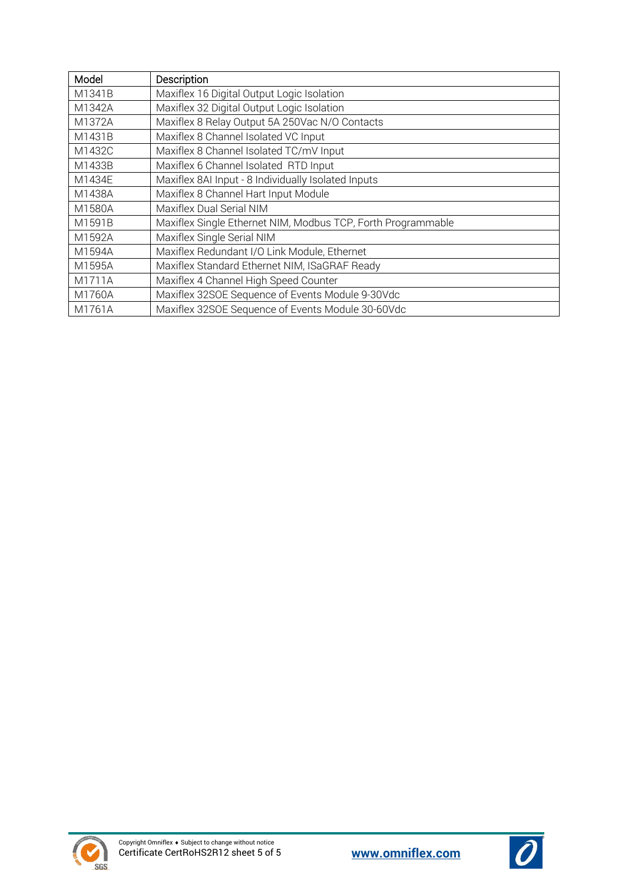| Model | Description |
|---|---|
| M1341B | Maxiflex 16 Digital Output Logic Isolation |
| M1342A | Maxiflex 32 Digital Output Logic Isolation |
| M1372A | Maxiflex 8 Relay Output 5A 250Vac N/O Contacts |
| M1431B | Maxiflex 8 Channel Isolated VC Input |
| M1432C | Maxiflex 8 Channel Isolated TC/mV Input |
| M1433B | Maxiflex 6 Channel Isolated RTD Input |
| M1434E | Maxiflex 8AI Input - 8 Individually Isolated Inputs |
| M1438A | Maxiflex 8 Channel Hart Input Module |
| M1580A | Maxiflex Dual Serial NIM |
| M1591B | Maxiflex Single Ethernet NIM, Modbus TCP, Forth Programmable |
| M1592A | Maxiflex Single Serial NIM |
| M1594A | Maxiflex Redundant I/O Link Module, Ethernet |
| M1595A | Maxiflex Standard Ethernet NIM, ISaGRAF Ready |
| M1711A | Maxiflex 4 Channel High Speed Counter |
| M1760A | Maxiflex 32SOE Sequence of Events Module 9-30Vdc |
| M1761A | Maxiflex 32SOE Sequence of Events Module 30-60Vdc |